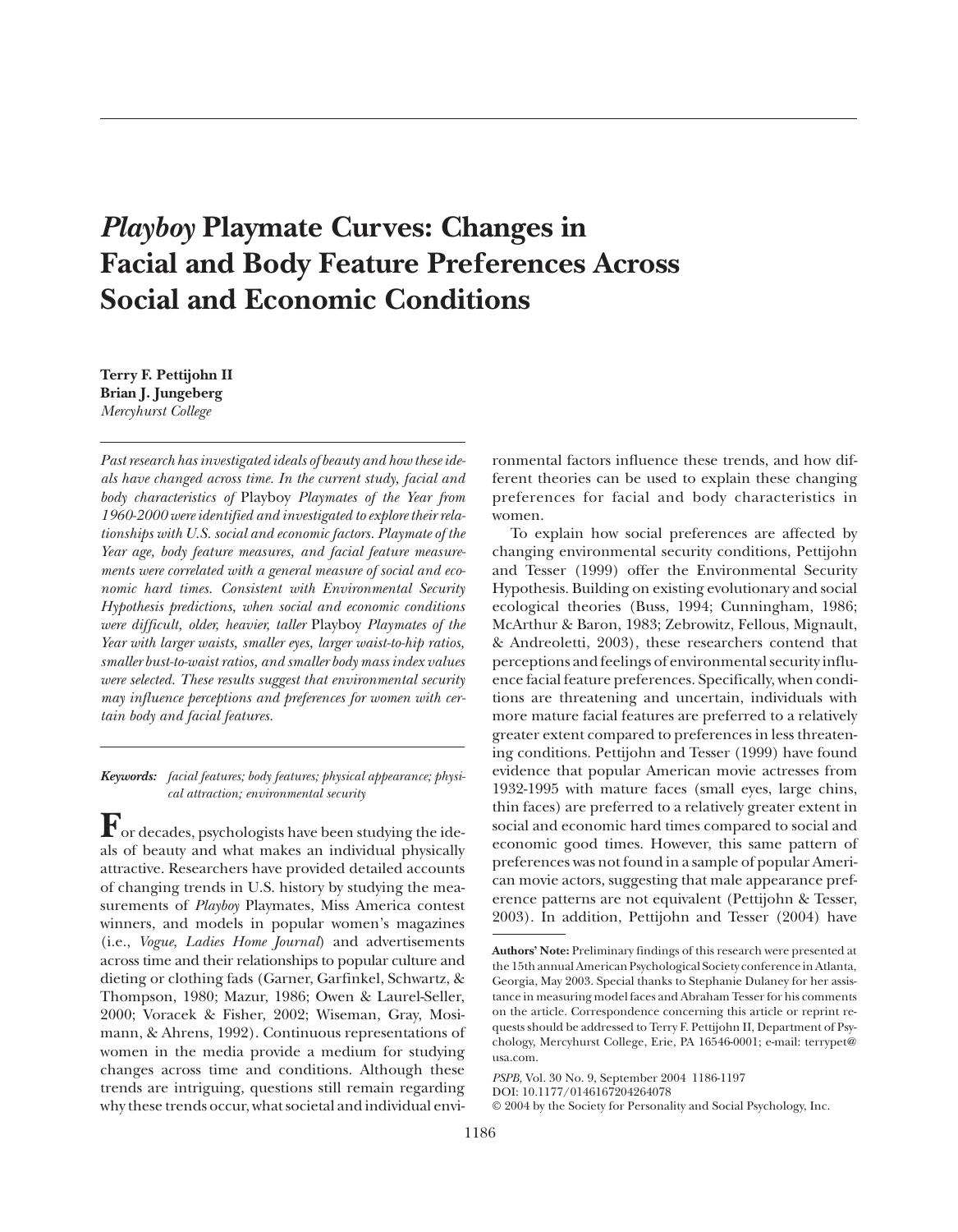# *Playboy* Playmate Curves: Changes in Facial and Body Feature Preferences Across Social and Economic Conditions

**Terry F. Pettijohn II**
**Brian J. Jungeberg**
*Mercyhurst College*

*Past research has investigated ideals of beauty and how these ideals have changed across time. In the current study, facial and body characteristics of* Playboy *Playmates of the Year from 1960-2000 were identified and investigated to explore their relationships with U.S. social and economic factors. Playmate of the Year age, body feature measures, and facial feature measurements were correlated with a general measure of social and economic hard times. Consistent with Environmental Security Hypothesis predictions, when social and economic conditions were difficult, older, heavier, taller* Playboy *Playmates of the Year with larger waists, smaller eyes, larger waist-to-hip ratios, smaller bust-to-waist ratios, and smaller body mass index values were selected. These results suggest that environmental security may influence perceptions and preferences for women with certain body and facial features.*

**Keywords:** *facial features; body features; physical appearance; physical attraction; environmental security*

For decades, psychologists have been studying the ideals of beauty and what makes an individual physically attractive. Researchers have provided detailed accounts of changing trends in U.S. history by studying the measurements of *Playboy* Playmates, Miss America contest winners, and models in popular women's magazines (i.e., *Vogue*, *Ladies Home Journal*) and advertisements across time and their relationships to popular culture and dieting or clothing fads (Garner, Garfinkel, Schwartz, & Thompson, 1980; Mazur, 1986; Owen & Laurel-Seller, 2000; Voracek & Fisher, 2002; Wiseman, Gray, Mosimann, & Ahrens, 1992). Continuous representations of women in the media provide a medium for studying changes across time and conditions. Although these trends are intriguing, questions still remain regarding why these trends occur, what societal and individual environmental factors influence these trends, and how different theories can be used to explain these changing preferences for facial and body characteristics in women.

To explain how social preferences are affected by changing environmental security conditions, Pettijohn and Tesser (1999) offer the Environmental Security Hypothesis. Building on existing evolutionary and social ecological theories (Buss, 1994; Cunningham, 1986; McArthur & Baron, 1983; Zebrowitz, Fellous, Mignault, & Andreoletti, 2003), these researchers contend that perceptions and feelings of environmental security influence facial feature preferences. Specifically, when conditions are threatening and uncertain, individuals with more mature facial features are preferred to a relatively greater extent compared to preferences in less threatening conditions. Pettijohn and Tesser (1999) have found evidence that popular American movie actresses from 1932-1995 with mature faces (small eyes, large chins, thin faces) are preferred to a relatively greater extent in social and economic hard times compared to social and economic good times. However, this same pattern of preferences was not found in a sample of popular American movie actors, suggesting that male appearance preference patterns are not equivalent (Pettijohn & Tesser, 2003). In addition, Pettijohn and Tesser (2004) have

**Authors' Note:** Preliminary findings of this research were presented at the 15th annual American Psychological Society conference in Atlanta, Georgia, May 2003. Special thanks to Stephanie Dulaney for her assistance in measuring model faces and Abraham Tesser for his comments on the article. Correspondence concerning this article or reprint requests should be addressed to Terry F. Pettijohn II, Department of Psychology, Mercyhurst College, Erie, PA 16546-0001; e-mail: terrypet@usa.com.

*PSPB*, Vol. 30 No. 9, September 2004 1186-1197
DOI: 10.1177/0146167204264078
© 2004 by the Society for Personality and Social Psychology, Inc.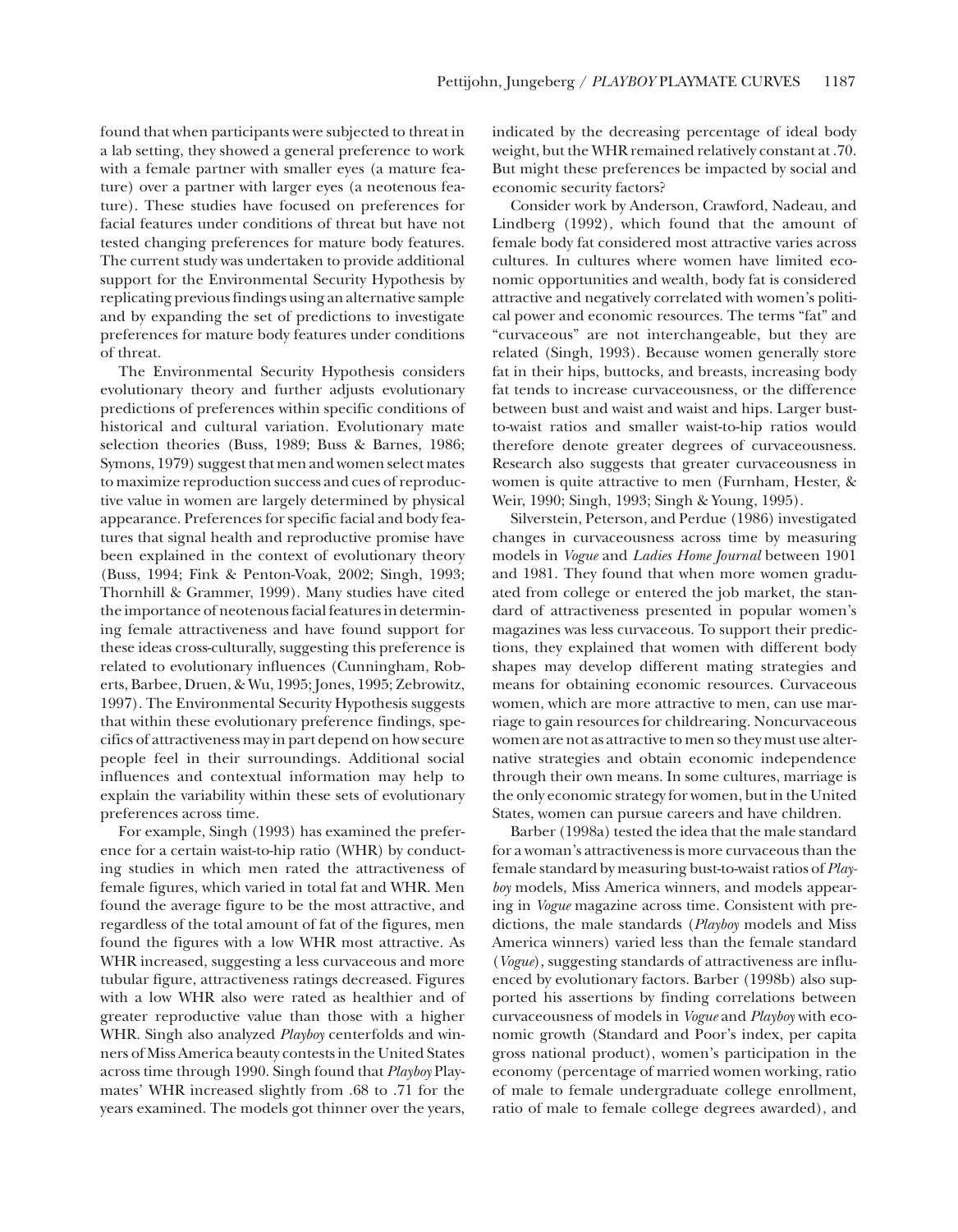found that when participants were subjected to threat in a lab setting, they showed a general preference to work with a female partner with smaller eyes (a mature feature) over a partner with larger eyes (a neotenous feature). These studies have focused on preferences for facial features under conditions of threat but have not tested changing preferences for mature body features. The current study was undertaken to provide additional support for the Environmental Security Hypothesis by replicating previous findings using an alternative sample and by expanding the set of predictions to investigate preferences for mature body features under conditions of threat.

The Environmental Security Hypothesis considers evolutionary theory and further adjusts evolutionary predictions of preferences within specific conditions of historical and cultural variation. Evolutionary mate selection theories (Buss, 1989; Buss & Barnes, 1986; Symons, 1979) suggest that men and women select mates to maximize reproduction success and cues of reproductive value in women are largely determined by physical appearance. Preferences for specific facial and body features that signal health and reproductive promise have been explained in the context of evolutionary theory (Buss, 1994; Fink & Penton-Voak, 2002; Singh, 1993; Thornhill & Grammer, 1999). Many studies have cited the importance of neotenous facial features in determining female attractiveness and have found support for these ideas cross-culturally, suggesting this preference is related to evolutionary influences (Cunningham, Roberts, Barbee, Druen, & Wu, 1995; Jones, 1995; Zebrowitz, 1997). The Environmental Security Hypothesis suggests that within these evolutionary preference findings, specifics of attractiveness may in part depend on how secure people feel in their surroundings. Additional social influences and contextual information may help to explain the variability within these sets of evolutionary preferences across time.

For example, Singh (1993) has examined the preference for a certain waist-to-hip ratio (WHR) by conducting studies in which men rated the attractiveness of female figures, which varied in total fat and WHR. Men found the average figure to be the most attractive, and regardless of the total amount of fat of the figures, men found the figures with a low WHR most attractive. As WHR increased, suggesting a less curvaceous and more tubular figure, attractiveness ratings decreased. Figures with a low WHR also were rated as healthier and of greater reproductive value than those with a higher WHR. Singh also analyzed *Playboy* centerfolds and winners of Miss America beauty contests in the United States across time through 1990. Singh found that *Playboy* Playmates' WHR increased slightly from .68 to .71 for the years examined. The models got thinner over the years, indicated by the decreasing percentage of ideal body weight, but the WHR remained relatively constant at .70. But might these preferences be impacted by social and economic security factors?

Consider work by Anderson, Crawford, Nadeau, and Lindberg (1992), which found that the amount of female body fat considered most attractive varies across cultures. In cultures where women have limited economic opportunities and wealth, body fat is considered attractive and negatively correlated with women's political power and economic resources. The terms "fat" and "curvaceous" are not interchangeable, but they are related (Singh, 1993). Because women generally store fat in their hips, buttocks, and breasts, increasing body fat tends to increase curvaceousness, or the difference between bust and waist and waist and hips. Larger bust-to-waist ratios and smaller waist-to-hip ratios would therefore denote greater degrees of curvaceousness. Research also suggests that greater curvaceousness in women is quite attractive to men (Furnham, Hester, & Weir, 1990; Singh, 1993; Singh & Young, 1995).

Silverstein, Peterson, and Perdue (1986) investigated changes in curvaceousness across time by measuring models in *Vogue* and *Ladies Home Journal* between 1901 and 1981. They found that when more women graduated from college or entered the job market, the standard of attractiveness presented in popular women's magazines was less curvaceous. To support their predictions, they explained that women with different body shapes may develop different mating strategies and means for obtaining economic resources. Curvaceous women, which are more attractive to men, can use marriage to gain resources for childrearing. Noncurvaceous women are not as attractive to men so they must use alternative strategies and obtain economic independence through their own means. In some cultures, marriage is the only economic strategy for women, but in the United States, women can pursue careers and have children.

Barber (1998a) tested the idea that the male standard for a woman's attractiveness is more curvaceous than the female standard by measuring bust-to-waist ratios of *Playboy* models, Miss America winners, and models appearing in *Vogue* magazine across time. Consistent with predictions, the male standards (*Playboy* models and Miss America winners) varied less than the female standard (*Vogue*), suggesting standards of attractiveness are influenced by evolutionary factors. Barber (1998b) also supported his assertions by finding correlations between curvaceousness of models in *Vogue* and *Playboy* with economic growth (Standard and Poor's index, per capita gross national product), women's participation in the economy (percentage of married women working, ratio of male to female undergraduate college enrollment, ratio of male to female college degrees awarded), and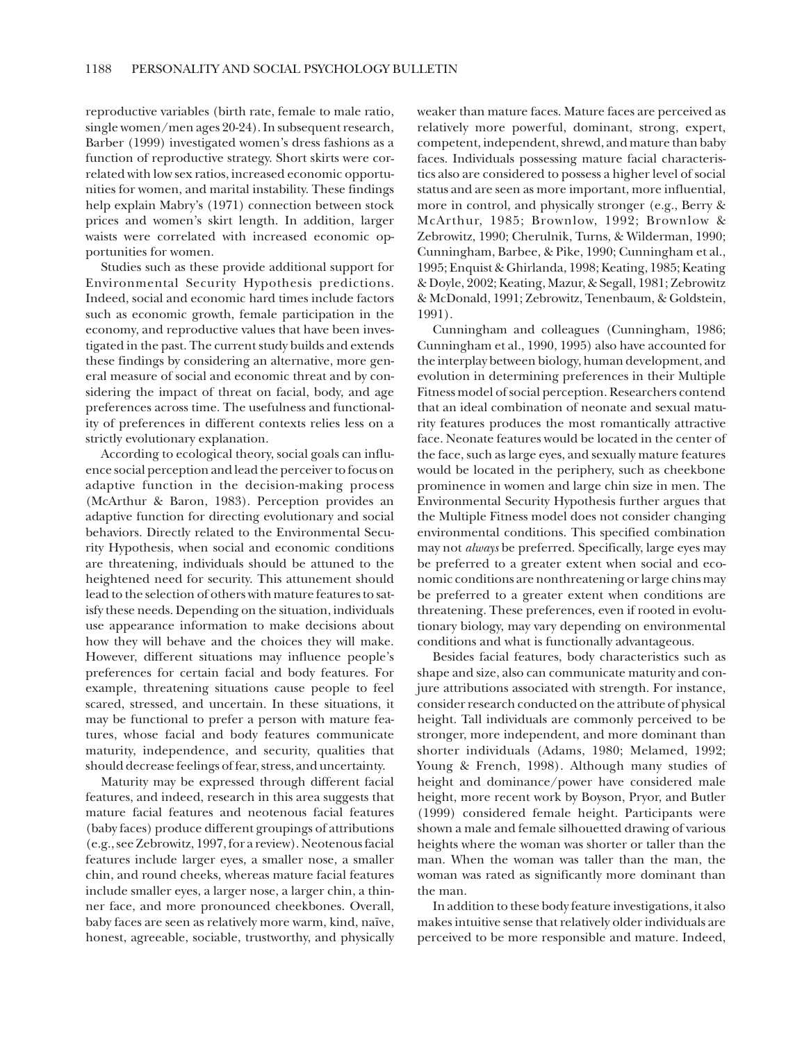reproductive variables (birth rate, female to male ratio, single women/men ages 20-24). In subsequent research, Barber (1999) investigated women's dress fashions as a function of reproductive strategy. Short skirts were correlated with low sex ratios, increased economic opportunities for women, and marital instability. These findings help explain Mabry's (1971) connection between stock prices and women's skirt length. In addition, larger waists were correlated with increased economic opportunities for women.

Studies such as these provide additional support for Environmental Security Hypothesis predictions. Indeed, social and economic hard times include factors such as economic growth, female participation in the economy, and reproductive values that have been investigated in the past. The current study builds and extends these findings by considering an alternative, more general measure of social and economic threat and by considering the impact of threat on facial, body, and age preferences across time. The usefulness and functionality of preferences in different contexts relies less on a strictly evolutionary explanation.

According to ecological theory, social goals can influence social perception and lead the perceiver to focus on adaptive function in the decision-making process (McArthur & Baron, 1983). Perception provides an adaptive function for directing evolutionary and social behaviors. Directly related to the Environmental Security Hypothesis, when social and economic conditions are threatening, individuals should be attuned to the heightened need for security. This attunement should lead to the selection of others with mature features to satisfy these needs. Depending on the situation, individuals use appearance information to make decisions about how they will behave and the choices they will make. However, different situations may influence people's preferences for certain facial and body features. For example, threatening situations cause people to feel scared, stressed, and uncertain. In these situations, it may be functional to prefer a person with mature features, whose facial and body features communicate maturity, independence, and security, qualities that should decrease feelings of fear, stress, and uncertainty.

Maturity may be expressed through different facial features, and indeed, research in this area suggests that mature facial features and neotenous facial features (baby faces) produce different groupings of attributions (e.g., see Zebrowitz, 1997, for a review). Neotenous facial features include larger eyes, a smaller nose, a smaller chin, and round cheeks, whereas mature facial features include smaller eyes, a larger nose, a larger chin, a thinner face, and more pronounced cheekbones. Overall, baby faces are seen as relatively more warm, kind, naïve, honest, agreeable, sociable, trustworthy, and physically weaker than mature faces. Mature faces are perceived as relatively more powerful, dominant, strong, expert, competent, independent, shrewd, and mature than baby faces. Individuals possessing mature facial characteristics also are considered to possess a higher level of social status and are seen as more important, more influential, more in control, and physically stronger (e.g., Berry & McArthur, 1985; Brownlow, 1992; Brownlow & Zebrowitz, 1990; Cherulnik, Turns, & Wilderman, 1990; Cunningham, Barbee, & Pike, 1990; Cunningham et al., 1995; Enquist & Ghirlanda, 1998; Keating, 1985; Keating & Doyle, 2002; Keating, Mazur, & Segall, 1981; Zebrowitz & McDonald, 1991; Zebrowitz, Tenenbaum, & Goldstein, 1991).

Cunningham and colleagues (Cunningham, 1986; Cunningham et al., 1990, 1995) also have accounted for the interplay between biology, human development, and evolution in determining preferences in their Multiple Fitness model of social perception. Researchers contend that an ideal combination of neonate and sexual maturity features produces the most romantically attractive face. Neonate features would be located in the center of the face, such as large eyes, and sexually mature features would be located in the periphery, such as cheekbone prominence in women and large chin size in men. The Environmental Security Hypothesis further argues that the Multiple Fitness model does not consider changing environmental conditions. This specified combination may not *always* be preferred. Specifically, large eyes may be preferred to a greater extent when social and economic conditions are nonthreatening or large chins may be preferred to a greater extent when conditions are threatening. These preferences, even if rooted in evolutionary biology, may vary depending on environmental conditions and what is functionally advantageous.

Besides facial features, body characteristics such as shape and size, also can communicate maturity and conjure attributions associated with strength. For instance, consider research conducted on the attribute of physical height. Tall individuals are commonly perceived to be stronger, more independent, and more dominant than shorter individuals (Adams, 1980; Melamed, 1992; Young & French, 1998). Although many studies of height and dominance/power have considered male height, more recent work by Boyson, Pryor, and Butler (1999) considered female height. Participants were shown a male and female silhouetted drawing of various heights where the woman was shorter or taller than the man. When the woman was taller than the man, the woman was rated as significantly more dominant than the man.

In addition to these body feature investigations, it also makes intuitive sense that relatively older individuals are perceived to be more responsible and mature. Indeed,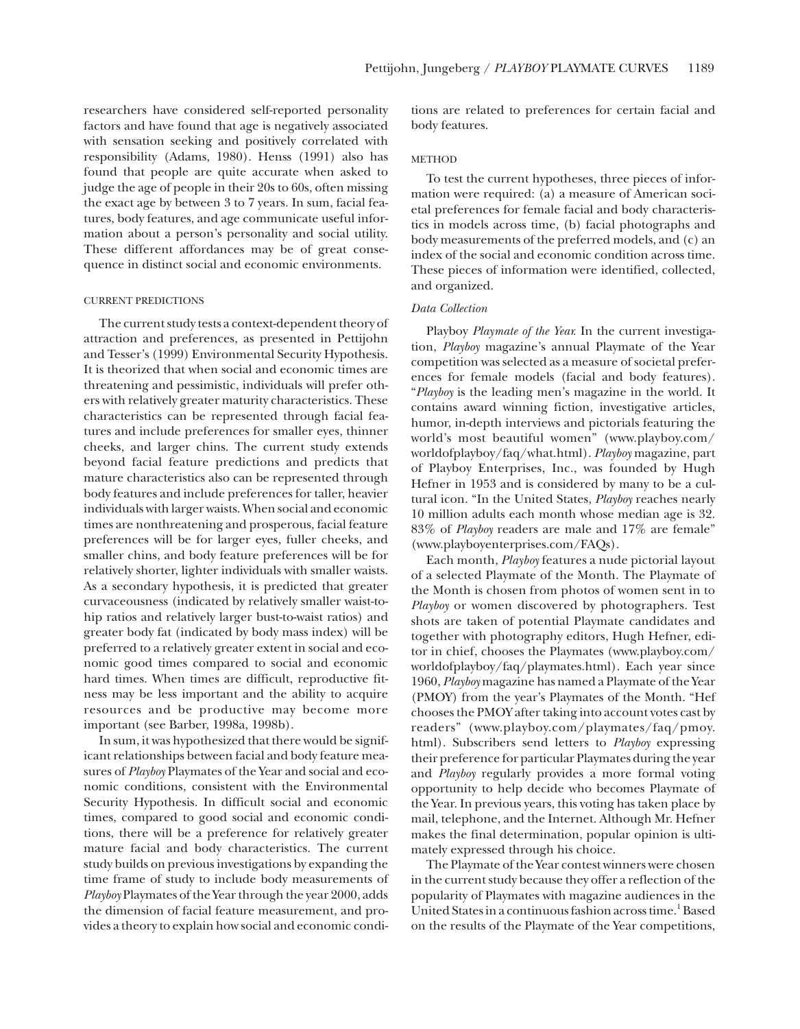researchers have considered self-reported personality factors and have found that age is negatively associated with sensation seeking and positively correlated with responsibility (Adams, 1980). Henss (1991) also has found that people are quite accurate when asked to judge the age of people in their 20s to 60s, often missing the exact age by between 3 to 7 years. In sum, facial features, body features, and age communicate useful information about a person's personality and social utility. These different affordances may be of great consequence in distinct social and economic environments.

### CURRENT PREDICTIONS

The current study tests a context-dependent theory of attraction and preferences, as presented in Pettijohn and Tesser's (1999) Environmental Security Hypothesis. It is theorized that when social and economic times are threatening and pessimistic, individuals will prefer others with relatively greater maturity characteristics. These characteristics can be represented through facial features and include preferences for smaller eyes, thinner cheeks, and larger chins. The current study extends beyond facial feature predictions and predicts that mature characteristics also can be represented through body features and include preferences for taller, heavier individuals with larger waists. When social and economic times are nonthreatening and prosperous, facial feature preferences will be for larger eyes, fuller cheeks, and smaller chins, and body feature preferences will be for relatively shorter, lighter individuals with smaller waists. As a secondary hypothesis, it is predicted that greater curvaceousness (indicated by relatively smaller waist-to-hip ratios and relatively larger bust-to-waist ratios) and greater body fat (indicated by body mass index) will be preferred to a relatively greater extent in social and economic good times compared to social and economic hard times. When times are difficult, reproductive fitness may be less important and the ability to acquire resources and be productive may become more important (see Barber, 1998a, 1998b).

In sum, it was hypothesized that there would be significant relationships between facial and body feature measures of *Playboy* Playmates of the Year and social and economic conditions, consistent with the Environmental Security Hypothesis. In difficult social and economic times, compared to good social and economic conditions, there will be a preference for relatively greater mature facial and body characteristics. The current study builds on previous investigations by expanding the time frame of study to include body measurements of *Playboy* Playmates of the Year through the year 2000, adds the dimension of facial feature measurement, and provides a theory to explain how social and economic conditions are related to preferences for certain facial and body features.

## METHOD

To test the current hypotheses, three pieces of information were required: (a) a measure of American societal preferences for female facial and body characteristics in models across time, (b) facial photographs and body measurements of the preferred models, and (c) an index of the social and economic condition across time. These pieces of information were identified, collected, and organized.

### *Data Collection*

Playboy *Playmate of the Year*. In the current investigation, *Playboy* magazine's annual Playmate of the Year competition was selected as a measure of societal preferences for female models (facial and body features). "*Playboy* is the leading men's magazine in the world. It contains award winning fiction, investigative articles, humor, in-depth interviews and pictorials featuring the world's most beautiful women" (www.playboy.com/worldofplayboy/faq/what.html). *Playboy* magazine, part of Playboy Enterprises, Inc., was founded by Hugh Hefner in 1953 and is considered by many to be a cultural icon. "In the United States, *Playboy* reaches nearly 10 million adults each month whose median age is 32. 83% of *Playboy* readers are male and 17% are female" (www.playboyenterprises.com/FAQs).

Each month, *Playboy* features a nude pictorial layout of a selected Playmate of the Month. The Playmate of the Month is chosen from photos of women sent in to *Playboy* or women discovered by photographers. Test shots are taken of potential Playmate candidates and together with photography editors, Hugh Hefner, editor in chief, chooses the Playmates (www.playboy.com/worldofplayboy/faq/playmates.html). Each year since 1960, *Playboy* magazine has named a Playmate of the Year (PMOY) from the year's Playmates of the Month. "Hef chooses the PMOY after taking into account votes cast by readers" (www.playboy.com/playmates/faq/pmoy.html). Subscribers send letters to *Playboy* expressing their preference for particular Playmates during the year and *Playboy* regularly provides a more formal voting opportunity to help decide who becomes Playmate of the Year. In previous years, this voting has taken place by mail, telephone, and the Internet. Although Mr. Hefner makes the final determination, popular opinion is ultimately expressed through his choice.

The Playmate of the Year contest winners were chosen in the current study because they offer a reflection of the popularity of Playmates with magazine audiences in the United States in a continuous fashion across time.[1] Based on the results of the Playmate of the Year competitions,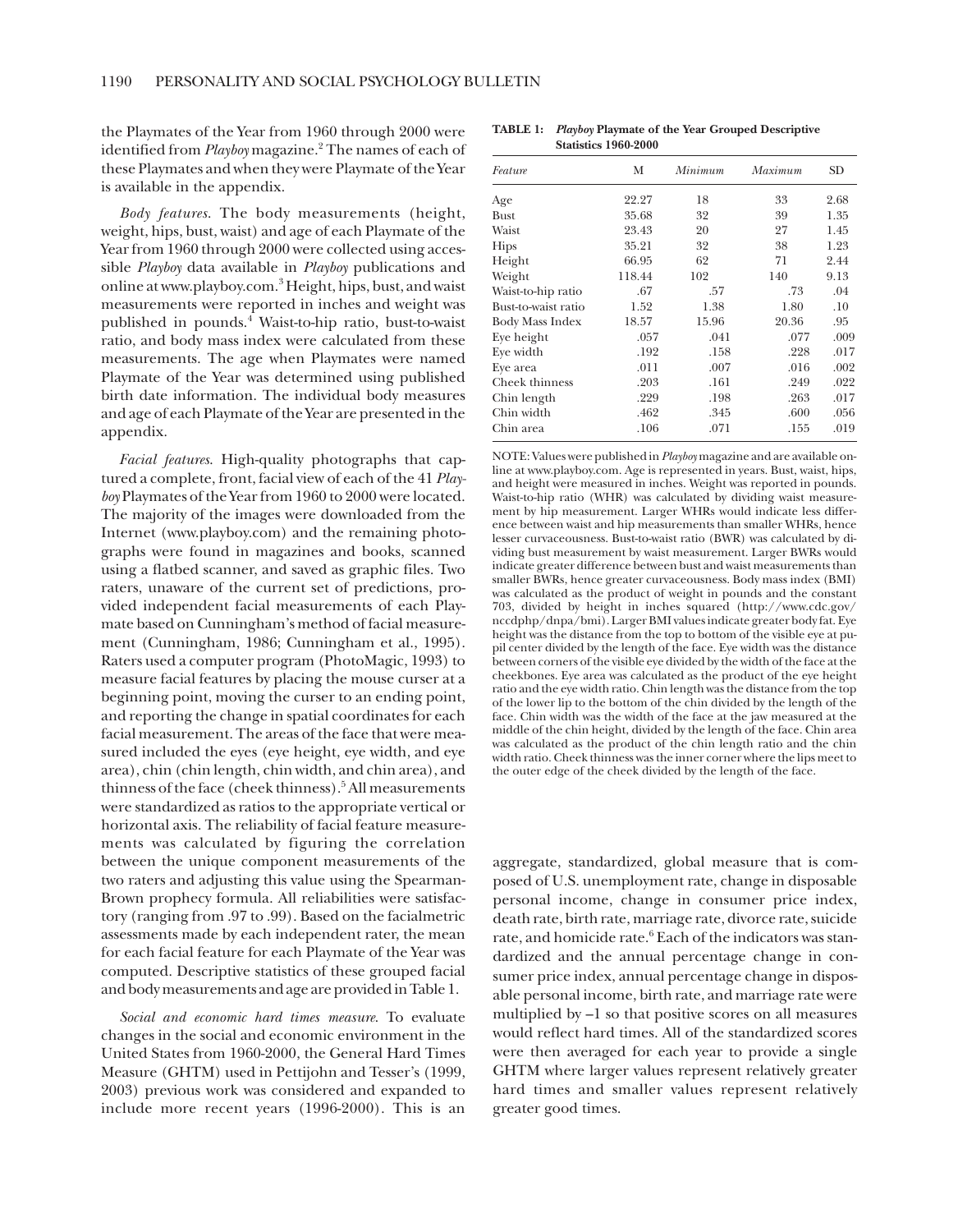the Playmates of the Year from 1960 through 2000 were identified from *Playboy* magazine.[2] The names of each of these Playmates and when they were Playmate of the Year is available in the appendix.

*Body features*. The body measurements (height, weight, hips, bust, waist) and age of each Playmate of the Year from 1960 through 2000 were collected using accessible *Playboy* data available in *Playboy* publications and online at www.playboy.com.[3] Height, hips, bust, and waist measurements were reported in inches and weight was published in pounds.[4] Waist-to-hip ratio, bust-to-waist ratio, and body mass index were calculated from these measurements. The age when Playmates were named Playmate of the Year was determined using published birth date information. The individual body measures and age of each Playmate of the Year are presented in the appendix.

*Facial features*. High-quality photographs that captured a complete, front, facial view of each of the 41 *Playboy* Playmates of the Year from 1960 to 2000 were located. The majority of the images were downloaded from the Internet (www.playboy.com) and the remaining photographs were found in magazines and books, scanned using a flatbed scanner, and saved as graphic files. Two raters, unaware of the current set of predictions, provided independent facial measurements of each Playmate based on Cunningham's method of facial measurement (Cunningham, 1986; Cunningham et al., 1995). Raters used a computer program (PhotoMagic, 1993) to measure facial features by placing the mouse curser at a beginning point, moving the curser to an ending point, and reporting the change in spatial coordinates for each facial measurement. The areas of the face that were measured included the eyes (eye height, eye width, and eye area), chin (chin length, chin width, and chin area), and thinness of the face (cheek thinness).[5] All measurements were standardized as ratios to the appropriate vertical or horizontal axis. The reliability of facial feature measurements was calculated by figuring the correlation between the unique component measurements of the two raters and adjusting this value using the Spearman-Brown prophecy formula. All reliabilities were satisfactory (ranging from .97 to .99). Based on the facialmetric assessments made by each independent rater, the mean for each facial feature for each Playmate of the Year was computed. Descriptive statistics of these grouped facial and body measurements and age are provided in Table 1.

*Social and economic hard times measure*. To evaluate changes in the social and economic environment in the United States from 1960-2000, the General Hard Times Measure (GHTM) used in Pettijohn and Tesser's (1999, 2003) previous work was considered and expanded to include more recent years (1996-2000). This is an aggregate, standardized, global measure that is composed of U.S. unemployment rate, change in disposable personal income, change in consumer price index, death rate, birth rate, marriage rate, divorce rate, suicide rate, and homicide rate.[6] Each of the indicators was standardized and the annual percentage change in consumer price index, annual percentage change in disposable personal income, birth rate, and marriage rate were multiplied by –1 so that positive scores on all measures would reflect hard times. All of the standardized scores were then averaged for each year to provide a single GHTM where larger values represent relatively greater hard times and smaller values represent relatively greater good times.

**TABLE 1: *Playboy* Playmate of the Year Grouped Descriptive Statistics 1960-2000**

| *Feature* | M | *Minimum* | *Maximum* | SD |
|---|---|---|---|---|
| Age | 22.27 | 18 | 33 | 2.68 |
| Bust | 35.68 | 32 | 39 | 1.35 |
| Waist | 23.43 | 20 | 27 | 1.45 |
| Hips | 35.21 | 32 | 38 | 1.23 |
| Height | 66.95 | 62 | 71 | 2.44 |
| Weight | 118.44 | 102 | 140 | 9.13 |
| Waist-to-hip ratio | .67 | .57 | .73 | .04 |
| Bust-to-waist ratio | 1.52 | 1.38 | 1.80 | .10 |
| Body Mass Index | 18.57 | 15.96 | 20.36 | .95 |
| Eye height | .057 | .041 | .077 | .009 |
| Eye width | .192 | .158 | .228 | .017 |
| Eye area | .011 | .007 | .016 | .002 |
| Cheek thinness | .203 | .161 | .249 | .022 |
| Chin length | .229 | .198 | .263 | .017 |
| Chin width | .462 | .345 | .600 | .056 |
| Chin area | .106 | .071 | .155 | .019 |

NOTE: Values were published in *Playboy* magazine and are available online at www.playboy.com. Age is represented in years. Bust, waist, hips, and height were measured in inches. Weight was reported in pounds. Waist-to-hip ratio (WHR) was calculated by dividing waist measurement by hip measurement. Larger WHRs would indicate less difference between waist and hip measurements than smaller WHRs, hence lesser curvaceousness. Bust-to-waist ratio (BWR) was calculated by dividing bust measurement by waist measurement. Larger BWRs would indicate greater difference between bust and waist measurements than smaller BWRs, hence greater curvaceousness. Body mass index (BMI) was calculated as the product of weight in pounds and the constant 703, divided by height in inches squared (http://www.cdc.gov/nccdphp/dnpa/bmi). Larger BMI values indicate greater body fat. Eye height was the distance from the top to bottom of the visible eye at pupil center divided by the length of the face. Eye width was the distance between corners of the visible eye divided by the width of the face at the cheekbones. Eye area was calculated as the product of the eye height ratio and the eye width ratio. Chin length was the distance from the top of the lower lip to the bottom of the chin divided by the length of the face. Chin width was the width of the face at the jaw measured at the middle of the chin height, divided by the length of the face. Chin area was calculated as the product of the chin length ratio and the chin width ratio. Cheek thinness was the inner corner where the lips meet to the outer edge of the cheek divided by the length of the face.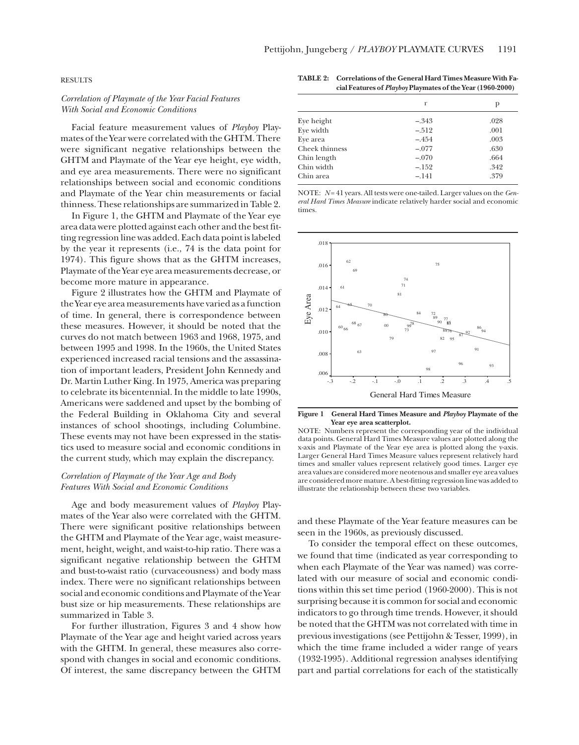## RESULTS

### *Correlation of Playmate of the Year Facial Features With Social and Economic Conditions*

Facial feature measurement values of *Playboy* Playmates of the Year were correlated with the GHTM. There were significant negative relationships between the GHTM and Playmate of the Year eye height, eye width, and eye area measurements. There were no significant relationships between social and economic conditions and Playmate of the Year chin measurements or facial thinness. These relationships are summarized in Table 2.

In Figure 1, the GHTM and Playmate of the Year eye area data were plotted against each other and the best fitting regression line was added. Each data point is labeled by the year it represents (i.e., 74 is the data point for 1974). This figure shows that as the GHTM increases, Playmate of the Year eye area measurements decrease, or become more mature in appearance.

Figure 2 illustrates how the GHTM and Playmate of the Year eye area measurements have varied as a function of time. In general, there is correspondence between these measures. However, it should be noted that the curves do not match between 1963 and 1968, 1975, and between 1995 and 1998. In the 1960s, the United States experienced increased racial tensions and the assassination of important leaders, President John Kennedy and Dr. Martin Luther King. In 1975, America was preparing to celebrate its bicentennial. In the middle to late 1990s, Americans were saddened and upset by the bombing of the Federal Building in Oklahoma City and several instances of school shootings, including Columbine. These events may not have been expressed in the statistics used to measure social and economic conditions in the current study, which may explain the discrepancy.

**TABLE 2: Correlations of the General Hard Times Measure With Facial Features of *Playboy* Playmates of the Year (1960-2000)**

| | r | p |
|---|---|---|
| Eye height | –.343 | .028 |
| Eye width | –.512 | .001 |
| Eye area | –.454 | .003 |
| Cheek thinness | –.077 | .630 |
| Chin length | –.070 | .664 |
| Chin width | –.152 | .342 |
| Chin area | –.141 | .379 |

NOTE: *N* = 41 years. All tests were one-tailed. Larger values on the *General Hard Times Measure* indicate relatively harder social and economic times.

**Figure 1 General Hard Times Measure and *Playboy* Playmate of the Year eye area scatterplot.**

NOTE: Numbers represent the corresponding year of the individual data points. General Hard Times Measure values are plotted along the x-axis and Playmate of the Year eye area is plotted along the y-axis. Larger General Hard Times Measure values represent relatively hard times and smaller values represent relatively good times. Larger eye area values are considered more neotenous and smaller eye area values are considered more mature. A best-fitting regression line was added to illustrate the relationship between these two variables.

### *Correlation of Playmate of the Year Age and Body Features With Social and Economic Conditions*

Age and body measurement values of *Playboy* Playmates of the Year also were correlated with the GHTM. There were significant positive relationships between the GHTM and Playmate of the Year age, waist measurement, height, weight, and waist-to-hip ratio. There was a significant negative relationship between the GHTM and bust-to-waist ratio (curvaceousness) and body mass index. There were no significant relationships between social and economic conditions and Playmate of the Year bust size or hip measurements. These relationships are summarized in Table 3.

For further illustration, Figures 3 and 4 show how Playmate of the Year age and height varied across years with the GHTM. In general, these measures also correspond with changes in social and economic conditions. Of interest, the same discrepancy between the GHTM and these Playmate of the Year feature measures can be seen in the 1960s, as previously discussed.

To consider the temporal effect on these outcomes, we found that time (indicated as year corresponding to when each Playmate of the Year was named) was correlated with our measure of social and economic conditions within this set time period (1960-2000). This is not surprising because it is common for social and economic indicators to go through time trends. However, it should be noted that the GHTM was not correlated with time in previous investigations (see Pettijohn & Tesser, 1999), in which the time frame included a wider range of years (1932-1995). Additional regression analyses identifying part and partial correlations for each of the statistically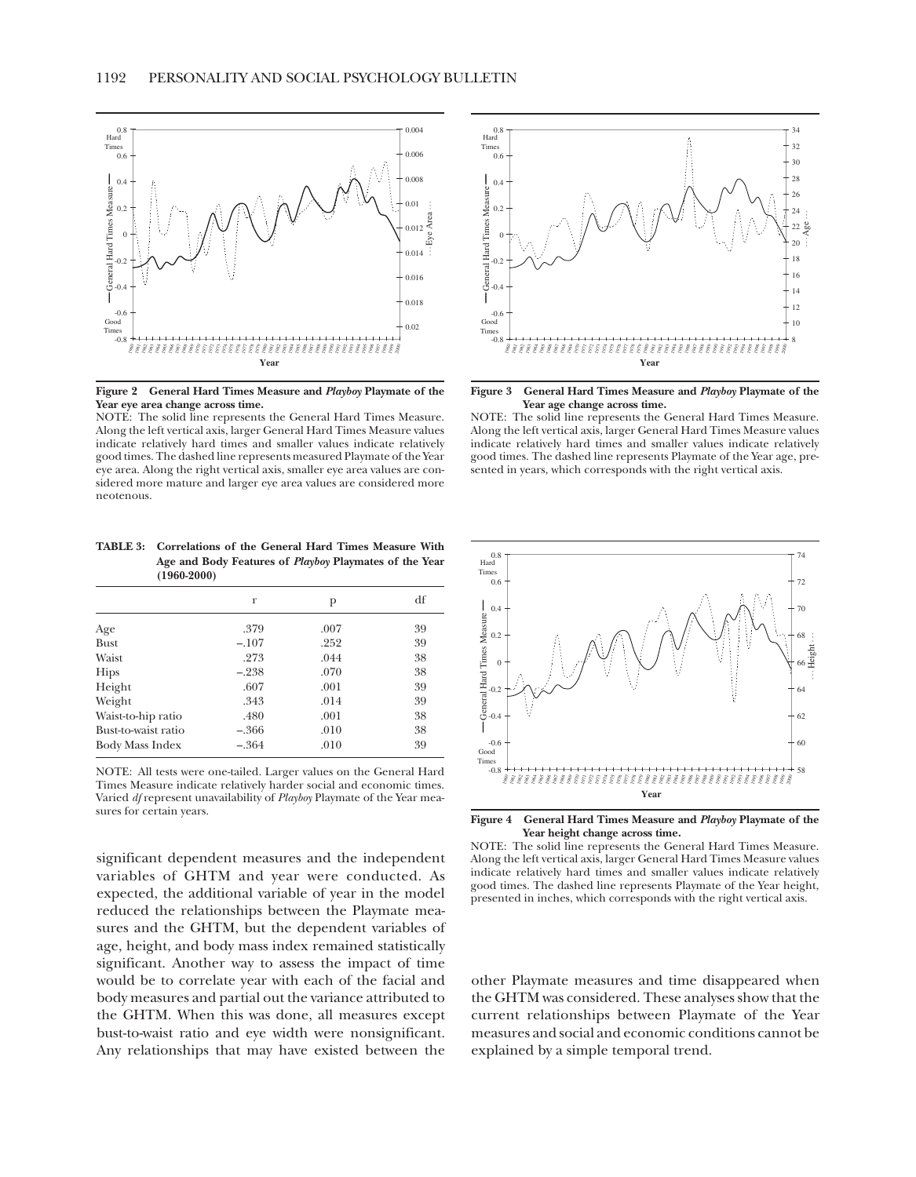**Figure 2 General Hard Times Measure and *Playboy* Playmate of the Year eye area change across time.**

NOTE: The solid line represents the General Hard Times Measure. Along the left vertical axis, larger General Hard Times Measure values indicate relatively hard times and smaller values indicate relatively good times. The dashed line represents measured Playmate of the Year eye area. Along the right vertical axis, smaller eye area values are considered more mature and larger eye area values are considered more neotenous.

**Figure 3 General Hard Times Measure and *Playboy* Playmate of the Year age change across time.**

NOTE: The solid line represents the General Hard Times Measure. Along the left vertical axis, larger General Hard Times Measure values indicate relatively hard times and smaller values indicate relatively good times. The dashed line represents Playmate of the Year age, presented in years, which corresponds with the right vertical axis.

**TABLE 3: Correlations of the General Hard Times Measure With Age and Body Features of *Playboy* Playmates of the Year (1960-2000)**

| | r | p | df |
|---|---|---|---|
| Age | .379 | .007 | 39 |
| Bust | –.107 | .252 | 39 |
| Waist | .273 | .044 | 38 |
| Hips | –.238 | .070 | 38 |
| Height | .607 | .001 | 39 |
| Weight | .343 | .014 | 39 |
| Waist-to-hip ratio | .480 | .001 | 38 |
| Bust-to-waist ratio | –.366 | .010 | 38 |
| Body Mass Index | –.364 | .010 | 39 |

NOTE: All tests were one-tailed. Larger values on the General Hard Times Measure indicate relatively harder social and economic times. Varied *df* represent unavailability of *Playboy* Playmate of the Year measures for certain years.

**Figure 4 General Hard Times Measure and *Playboy* Playmate of the Year height change across time.**

NOTE: The solid line represents the General Hard Times Measure. Along the left vertical axis, larger General Hard Times Measure values indicate relatively hard times and smaller values indicate relatively good times. The dashed line represents Playmate of the Year height, presented in inches, which corresponds with the right vertical axis.

significant dependent measures and the independent variables of GHTM and year were conducted. As expected, the additional variable of year in the model reduced the relationships between the Playmate measures and the GHTM, but the dependent variables of age, height, and body mass index remained statistically significant. Another way to assess the impact of time would be to correlate year with each of the facial and body measures and partial out the variance attributed to the GHTM. When this was done, all measures except bust-to-waist ratio and eye width were nonsignificant. Any relationships that may have existed between the other Playmate measures and time disappeared when the GHTM was considered. These analyses show that the current relationships between Playmate of the Year measures and social and economic conditions cannot be explained by a simple temporal trend.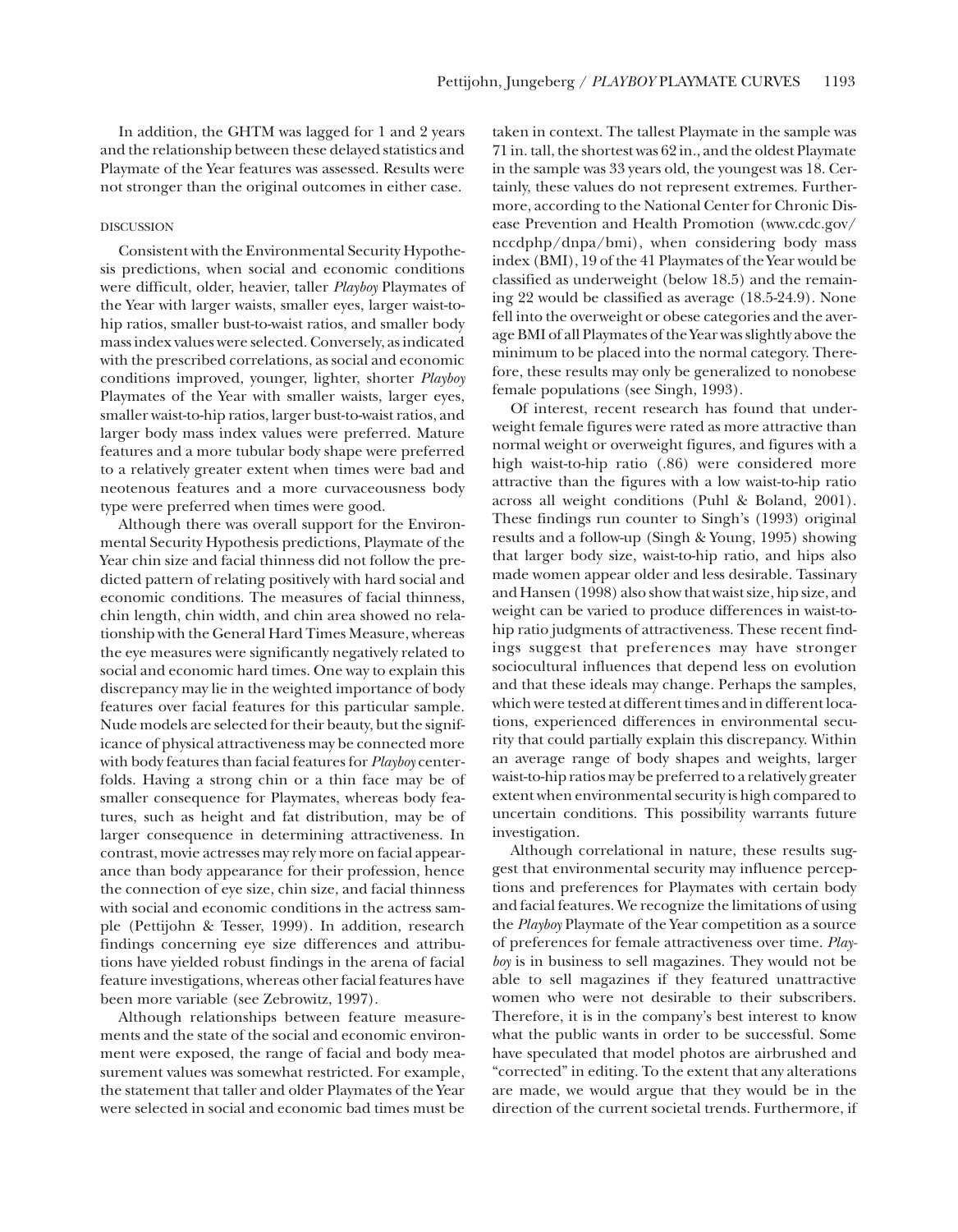In addition, the GHTM was lagged for 1 and 2 years and the relationship between these delayed statistics and Playmate of the Year features was assessed. Results were not stronger than the original outcomes in either case.

## DISCUSSION

Consistent with the Environmental Security Hypothesis predictions, when social and economic conditions were difficult, older, heavier, taller *Playboy* Playmates of the Year with larger waists, smaller eyes, larger waist-to-hip ratios, smaller bust-to-waist ratios, and smaller body mass index values were selected. Conversely, as indicated with the prescribed correlations, as social and economic conditions improved, younger, lighter, shorter *Playboy* Playmates of the Year with smaller waists, larger eyes, smaller waist-to-hip ratios, larger bust-to-waist ratios, and larger body mass index values were preferred. Mature features and a more tubular body shape were preferred to a relatively greater extent when times were bad and neotenous features and a more curvaceousness body type were preferred when times were good.

Although there was overall support for the Environmental Security Hypothesis predictions, Playmate of the Year chin size and facial thinness did not follow the predicted pattern of relating positively with hard social and economic conditions. The measures of facial thinness, chin length, chin width, and chin area showed no relationship with the General Hard Times Measure, whereas the eye measures were significantly negatively related to social and economic hard times. One way to explain this discrepancy may lie in the weighted importance of body features over facial features for this particular sample. Nude models are selected for their beauty, but the significance of physical attractiveness may be connected more with body features than facial features for *Playboy* centerfolds. Having a strong chin or a thin face may be of smaller consequence for Playmates, whereas body features, such as height and fat distribution, may be of larger consequence in determining attractiveness. In contrast, movie actresses may rely more on facial appearance than body appearance for their profession, hence the connection of eye size, chin size, and facial thinness with social and economic conditions in the actress sample (Pettijohn & Tesser, 1999). In addition, research findings concerning eye size differences and attributions have yielded robust findings in the arena of facial feature investigations, whereas other facial features have been more variable (see Zebrowitz, 1997).

Although relationships between feature measurements and the state of the social and economic environment were exposed, the range of facial and body measurement values was somewhat restricted. For example, the statement that taller and older Playmates of the Year were selected in social and economic bad times must be taken in context. The tallest Playmate in the sample was 71 in. tall, the shortest was 62 in., and the oldest Playmate in the sample was 33 years old, the youngest was 18. Certainly, these values do not represent extremes. Furthermore, according to the National Center for Chronic Disease Prevention and Health Promotion (www.cdc.gov/nccdphp/dnpa/bmi), when considering body mass index (BMI), 19 of the 41 Playmates of the Year would be classified as underweight (below 18.5) and the remaining 22 would be classified as average (18.5-24.9). None fell into the overweight or obese categories and the average BMI of all Playmates of the Year was slightly above the minimum to be placed into the normal category. Therefore, these results may only be generalized to nonobese female populations (see Singh, 1993).

Of interest, recent research has found that underweight female figures were rated as more attractive than normal weight or overweight figures, and figures with a high waist-to-hip ratio (.86) were considered more attractive than the figures with a low waist-to-hip ratio across all weight conditions (Puhl & Boland, 2001). These findings run counter to Singh's (1993) original results and a follow-up (Singh & Young, 1995) showing that larger body size, waist-to-hip ratio, and hips also made women appear older and less desirable. Tassinary and Hansen (1998) also show that waist size, hip size, and weight can be varied to produce differences in waist-to-hip ratio judgments of attractiveness. These recent findings suggest that preferences may have stronger sociocultural influences that depend less on evolution and that these ideals may change. Perhaps the samples, which were tested at different times and in different locations, experienced differences in environmental security that could partially explain this discrepancy. Within an average range of body shapes and weights, larger waist-to-hip ratios may be preferred to a relatively greater extent when environmental security is high compared to uncertain conditions. This possibility warrants future investigation.

Although correlational in nature, these results suggest that environmental security may influence perceptions and preferences for Playmates with certain body and facial features. We recognize the limitations of using the *Playboy* Playmate of the Year competition as a source of preferences for female attractiveness over time. *Playboy* is in business to sell magazines. They would not be able to sell magazines if they featured unattractive women who were not desirable to their subscribers. Therefore, it is in the company's best interest to know what the public wants in order to be successful. Some have speculated that model photos are airbrushed and "corrected" in editing. To the extent that any alterations are made, we would argue that they would be in the direction of the current societal trends. Furthermore, if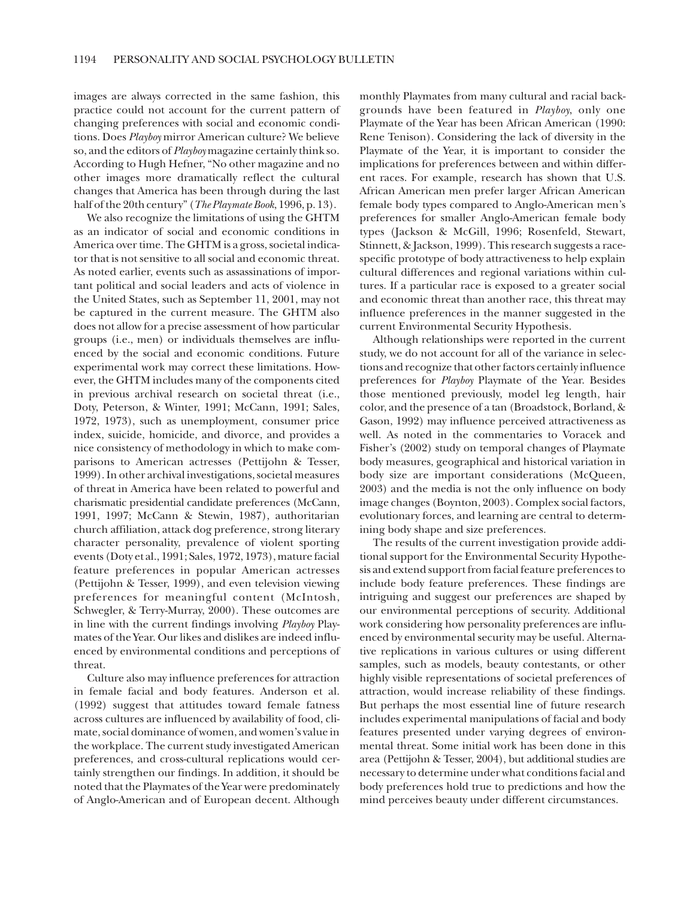images are always corrected in the same fashion, this practice could not account for the current pattern of changing preferences with social and economic conditions. Does *Playboy* mirror American culture? We believe so, and the editors of *Playboy* magazine certainly think so. According to Hugh Hefner, "No other magazine and no other images more dramatically reflect the cultural changes that America has been through during the last half of the 20th century" (*The Playmate Book*, 1996, p. 13).

We also recognize the limitations of using the GHTM as an indicator of social and economic conditions in America over time. The GHTM is a gross, societal indicator that is not sensitive to all social and economic threat. As noted earlier, events such as assassinations of important political and social leaders and acts of violence in the United States, such as September 11, 2001, may not be captured in the current measure. The GHTM also does not allow for a precise assessment of how particular groups (i.e., men) or individuals themselves are influenced by the social and economic conditions. Future experimental work may correct these limitations. However, the GHTM includes many of the components cited in previous archival research on societal threat (i.e., Doty, Peterson, & Winter, 1991; McCann, 1991; Sales, 1972, 1973), such as unemployment, consumer price index, suicide, homicide, and divorce, and provides a nice consistency of methodology in which to make comparisons to American actresses (Pettijohn & Tesser, 1999). In other archival investigations, societal measures of threat in America have been related to powerful and charismatic presidential candidate preferences (McCann, 1991, 1997; McCann & Stewin, 1987), authoritarian church affiliation, attack dog preference, strong literary character personality, prevalence of violent sporting events (Doty et al., 1991; Sales, 1972, 1973), mature facial feature preferences in popular American actresses (Pettijohn & Tesser, 1999), and even television viewing preferences for meaningful content (McIntosh, Schwegler, & Terry-Murray, 2000). These outcomes are in line with the current findings involving *Playboy* Playmates of the Year. Our likes and dislikes are indeed influenced by environmental conditions and perceptions of threat.

Culture also may influence preferences for attraction in female facial and body features. Anderson et al. (1992) suggest that attitudes toward female fatness across cultures are influenced by availability of food, climate, social dominance of women, and women's value in the workplace. The current study investigated American preferences, and cross-cultural replications would certainly strengthen our findings. In addition, it should be noted that the Playmates of the Year were predominately of Anglo-American and of European decent. Although monthly Playmates from many cultural and racial backgrounds have been featured in *Playboy*, only one Playmate of the Year has been African American (1990: Rene Tenison). Considering the lack of diversity in the Playmate of the Year, it is important to consider the implications for preferences between and within different races. For example, research has shown that U.S. African American men prefer larger African American female body types compared to Anglo-American men's preferences for smaller Anglo-American female body types (Jackson & McGill, 1996; Rosenfeld, Stewart, Stinnett, & Jackson, 1999). This research suggests a race-specific prototype of body attractiveness to help explain cultural differences and regional variations within cultures. If a particular race is exposed to a greater social and economic threat than another race, this threat may influence preferences in the manner suggested in the current Environmental Security Hypothesis.

Although relationships were reported in the current study, we do not account for all of the variance in selections and recognize that other factors certainly influence preferences for *Playboy* Playmate of the Year. Besides those mentioned previously, model leg length, hair color, and the presence of a tan (Broadstock, Borland, & Gason, 1992) may influence perceived attractiveness as well. As noted in the commentaries to Voracek and Fisher's (2002) study on temporal changes of Playmate body measures, geographical and historical variation in body size are important considerations (McQueen, 2003) and the media is not the only influence on body image changes (Boynton, 2003). Complex social factors, evolutionary forces, and learning are central to determining body shape and size preferences.

The results of the current investigation provide additional support for the Environmental Security Hypothesis and extend support from facial feature preferences to include body feature preferences. These findings are intriguing and suggest our preferences are shaped by our environmental perceptions of security. Additional work considering how personality preferences are influenced by environmental security may be useful. Alternative replications in various cultures or using different samples, such as models, beauty contestants, or other highly visible representations of societal preferences of attraction, would increase reliability of these findings. But perhaps the most essential line of future research includes experimental manipulations of facial and body features presented under varying degrees of environmental threat. Some initial work has been done in this area (Pettijohn & Tesser, 2004), but additional studies are necessary to determine under what conditions facial and body preferences hold true to predictions and how the mind perceives beauty under different circumstances.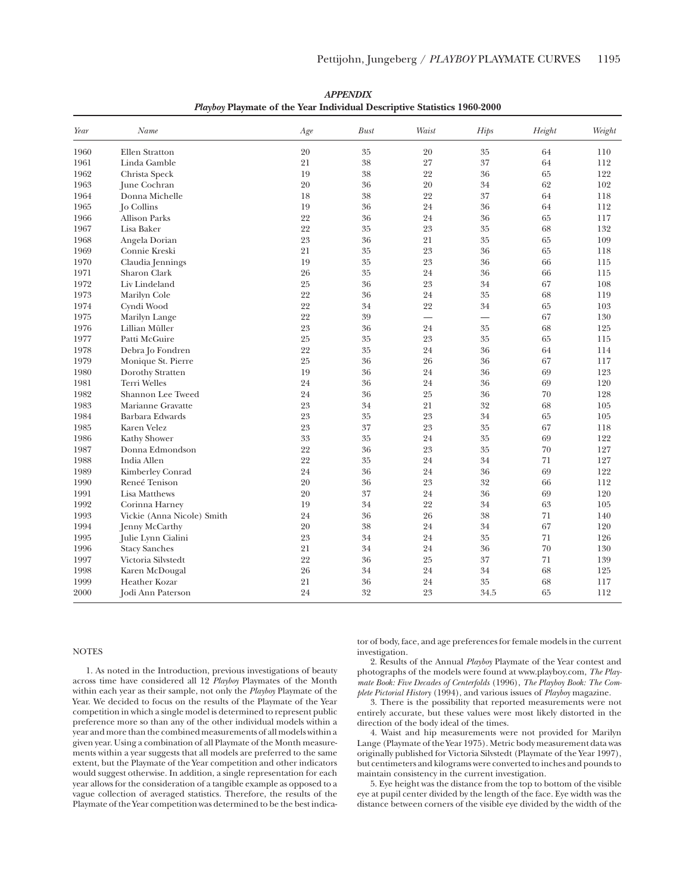## APPENDIX

**Playboy Playmate of the Year Individual Descriptive Statistics 1960-2000**

| Year | Name | Age | Bust | Waist | Hips | Height | Weight |
|---|---|---|---|---|---|---|---|
| 1960 | Ellen Stratton | 20 | 35 | 20 | 35 | 64 | 110 |
| 1961 | Linda Gamble | 21 | 38 | 27 | 37 | 64 | 112 |
| 1962 | Christa Speck | 19 | 38 | 22 | 36 | 65 | 122 |
| 1963 | June Cochran | 20 | 36 | 20 | 34 | 62 | 102 |
| 1964 | Donna Michelle | 18 | 38 | 22 | 37 | 64 | 118 |
| 1965 | Jo Collins | 19 | 36 | 24 | 36 | 64 | 112 |
| 1966 | Allison Parks | 22 | 36 | 24 | 36 | 65 | 117 |
| 1967 | Lisa Baker | 22 | 35 | 23 | 35 | 68 | 132 |
| 1968 | Angela Dorian | 23 | 36 | 21 | 35 | 65 | 109 |
| 1969 | Connie Kreski | 21 | 35 | 23 | 36 | 65 | 118 |
| 1970 | Claudia Jennings | 19 | 35 | 23 | 36 | 66 | 115 |
| 1971 | Sharon Clark | 26 | 35 | 24 | 36 | 66 | 115 |
| 1972 | Liv Lindeland | 25 | 36 | 23 | 34 | 67 | 108 |
| 1973 | Marilyn Cole | 22 | 36 | 24 | 35 | 68 | 119 |
| 1974 | Cyndi Wood | 22 | 34 | 22 | 34 | 65 | 103 |
| 1975 | Marilyn Lange | 22 | 39 | — | — | 67 | 130 |
| 1976 | Lillian Müller | 23 | 36 | 24 | 35 | 68 | 125 |
| 1977 | Patti McGuire | 25 | 35 | 23 | 35 | 65 | 115 |
| 1978 | Debra Jo Fondren | 22 | 35 | 24 | 36 | 64 | 114 |
| 1979 | Monique St. Pierre | 25 | 36 | 26 | 36 | 67 | 117 |
| 1980 | Dorothy Stratten | 19 | 36 | 24 | 36 | 69 | 123 |
| 1981 | Terri Welles | 24 | 36 | 24 | 36 | 69 | 120 |
| 1982 | Shannon Lee Tweed | 24 | 36 | 25 | 36 | 70 | 128 |
| 1983 | Marianne Gravatte | 23 | 34 | 21 | 32 | 68 | 105 |
| 1984 | Barbara Edwards | 23 | 35 | 23 | 34 | 65 | 105 |
| 1985 | Karen Velez | 23 | 37 | 23 | 35 | 67 | 118 |
| 1986 | Kathy Shower | 33 | 35 | 24 | 35 | 69 | 122 |
| 1987 | Donna Edmondson | 22 | 36 | 23 | 35 | 70 | 127 |
| 1988 | India Allen | 22 | 35 | 24 | 34 | 71 | 127 |
| 1989 | Kimberley Conrad | 24 | 36 | 24 | 36 | 69 | 122 |
| 1990 | Reneé Tenison | 20 | 36 | 23 | 32 | 66 | 112 |
| 1991 | Lisa Matthews | 20 | 37 | 24 | 36 | 69 | 120 |
| 1992 | Corinna Harney | 19 | 34 | 22 | 34 | 63 | 105 |
| 1993 | Vickie (Anna Nicole) Smith | 24 | 36 | 26 | 38 | 71 | 140 |
| 1994 | Jenny McCarthy | 20 | 38 | 24 | 34 | 67 | 120 |
| 1995 | Julie Lynn Cialini | 23 | 34 | 24 | 35 | 71 | 126 |
| 1996 | Stacy Sanches | 21 | 34 | 24 | 36 | 70 | 130 |
| 1997 | Victoria Silvstedt | 22 | 36 | 25 | 37 | 71 | 139 |
| 1998 | Karen McDougal | 26 | 34 | 24 | 34 | 68 | 125 |
| 1999 | Heather Kozar | 21 | 36 | 24 | 35 | 68 | 117 |
| 2000 | Jodi Ann Paterson | 24 | 32 | 23 | 34.5 | 65 | 112 |

## NOTES

1. As noted in the Introduction, previous investigations of beauty across time have considered all 12 *Playboy* Playmates of the Month within each year as their sample, not only the *Playboy* Playmate of the Year. We decided to focus on the results of the Playmate of the Year competition in which a single model is determined to represent public preference more so than any of the other individual models within a year and more than the combined measurements of all models within a given year. Using a combination of all Playmate of the Month measurements within a year suggests that all models are preferred to the same extent, but the Playmate of the Year competition and other indicators would suggest otherwise. In addition, a single representation for each year allows for the consideration of a tangible example as opposed to a vague collection of averaged statistics. Therefore, the results of the Playmate of the Year competition was determined to be the best indicator of body, face, and age preferences for female models in the current investigation.

2. Results of the Annual *Playboy* Playmate of the Year contest and photographs of the models were found at www.playboy.com, *The Playmate Book: Five Decades of Centerfolds* (1996), *The Playboy Book: The Complete Pictorial History* (1994), and various issues of *Playboy* magazine.

3. There is the possibility that reported measurements were not entirely accurate, but these values were most likely distorted in the direction of the body ideal of the times.

4. Waist and hip measurements were not provided for Marilyn Lange (Playmate of the Year 1975). Metric body measurement data was originally published for Victoria Silvstedt (Playmate of the Year 1997), but centimeters and kilograms were converted to inches and pounds to maintain consistency in the current investigation.

5. Eye height was the distance from the top to bottom of the visible eye at pupil center divided by the length of the face. Eye width was the distance between corners of the visible eye divided by the width of the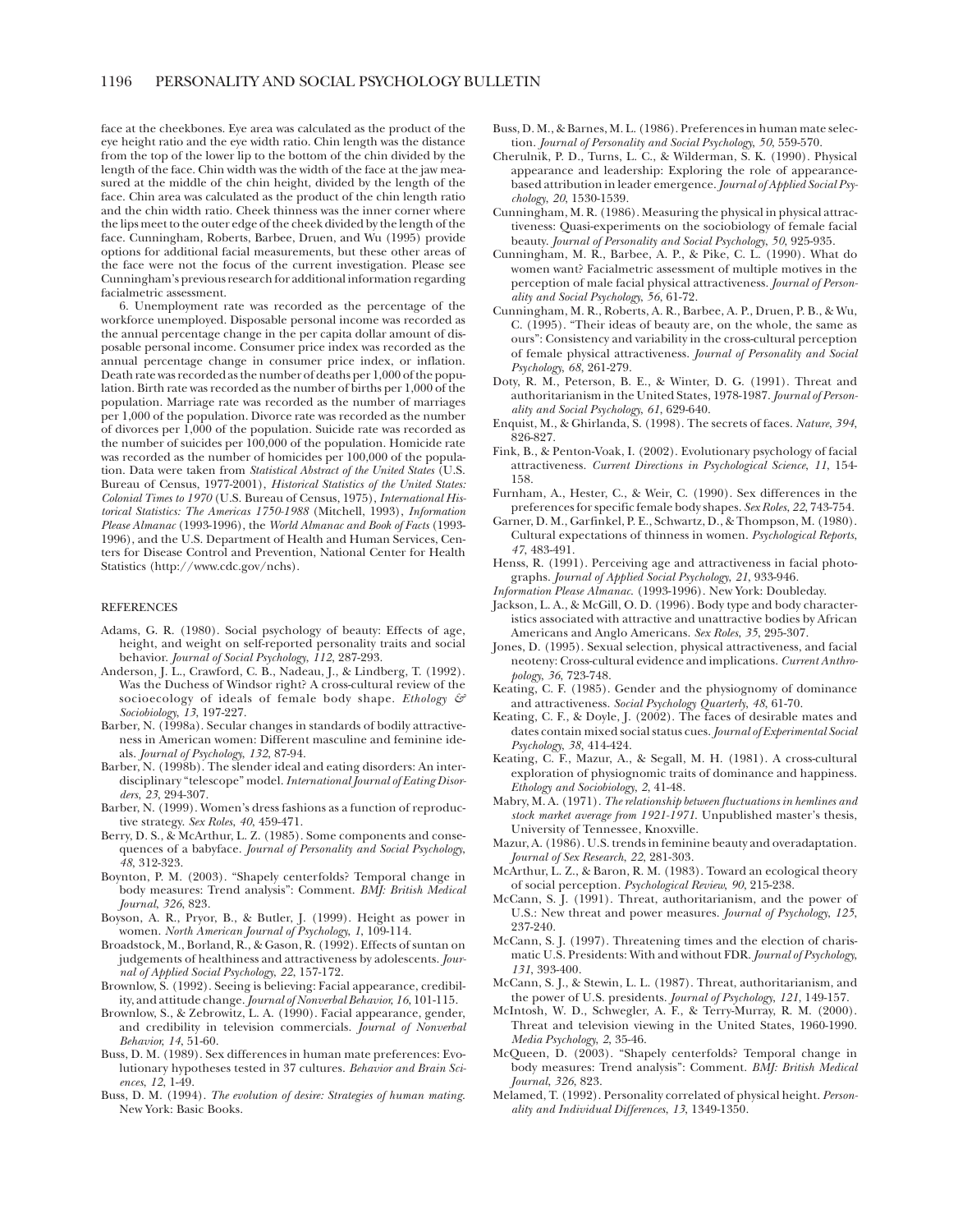face at the cheekbones. Eye area was calculated as the product of the eye height ratio and the eye width ratio. Chin length was the distance from the top of the lower lip to the bottom of the chin divided by the length of the face. Chin width was the width of the face at the jaw measured at the middle of the chin height, divided by the length of the face. Chin area was calculated as the product of the chin length ratio and the chin width ratio. Cheek thinness was the inner corner where the lips meet to the outer edge of the cheek divided by the length of the face. Cunningham, Roberts, Barbee, Druen, and Wu (1995) provide options for additional facial measurements, but these other areas of the face were not the focus of the current investigation. Please see Cunningham's previous research for additional information regarding facialmetric assessment.

6. Unemployment rate was recorded as the percentage of the workforce unemployed. Disposable personal income was recorded as the annual percentage change in the per capita dollar amount of disposable personal income. Consumer price index was recorded as the annual percentage change in consumer price index, or inflation. Death rate was recorded as the number of deaths per 1,000 of the population. Birth rate was recorded as the number of births per 1,000 of the population. Marriage rate was recorded as the number of marriages per 1,000 of the population. Divorce rate was recorded as the number of divorces per 1,000 of the population. Suicide rate was recorded as the number of suicides per 100,000 of the population. Homicide rate was recorded as the number of homicides per 100,000 of the population. Data were taken from *Statistical Abstract of the United States* (U.S. Bureau of Census, 1977-2001), *Historical Statistics of the United States: Colonial Times to 1970* (U.S. Bureau of Census, 1975), *International Historical Statistics: The Americas 1750-1988* (Mitchell, 1993), *Information Please Almanac* (1993-1996), the *World Almanac and Book of Facts* (1993-1996), and the U.S. Department of Health and Human Services, Centers for Disease Control and Prevention, National Center for Health Statistics (http://www.cdc.gov/nchs).

## REFERENCES

Adams, G. R. (1980). Social psychology of beauty: Effects of age, height, and weight on self-reported personality traits and social behavior. *Journal of Social Psychology*, *112*, 287-293.

Anderson, J. L., Crawford, C. B., Nadeau, J., & Lindberg, T. (1992). Was the Duchess of Windsor right? A cross-cultural review of the socioecology of ideals of female body shape. *Ethology & Sociobiology*, *13*, 197-227.

Barber, N. (1998a). Secular changes in standards of bodily attractiveness in American women: Different masculine and feminine ideals. *Journal of Psychology*, *132*, 87-94.

Barber, N. (1998b). The slender ideal and eating disorders: An interdisciplinary "telescope" model. *International Journal of Eating Disorders*, *23*, 294-307.

Barber, N. (1999). Women's dress fashions as a function of reproductive strategy. *Sex Roles*, *40*, 459-471.

Berry, D. S., & McArthur, L. Z. (1985). Some components and consequences of a babyface. *Journal of Personality and Social Psychology*, *48*, 312-323.

Boynton, P. M. (2003). "Shapely centerfolds? Temporal change in body measures: Trend analysis": Comment. *BMJ: British Medical Journal*, *326*, 823.

Boyson, A. R., Pryor, B., & Butler, J. (1999). Height as power in women. *North American Journal of Psychology*, *1*, 109-114.

Broadstock, M., Borland, R., & Gason, R. (1992). Effects of suntan on judgements of healthiness and attractiveness by adolescents. *Journal of Applied Social Psychology*, *22*, 157-172.

Brownlow, S. (1992). Seeing is believing: Facial appearance, credibility, and attitude change. *Journal of Nonverbal Behavior*, *16*, 101-115.

Brownlow, S., & Zebrowitz, L. A. (1990). Facial appearance, gender, and credibility in television commercials. *Journal of Nonverbal Behavior*, *14*, 51-60.

Buss, D. M. (1989). Sex differences in human mate preferences: Evolutionary hypotheses tested in 37 cultures. *Behavior and Brain Sciences*, *12*, 1-49.

Buss, D. M. (1994). *The evolution of desire: Strategies of human mating*. New York: Basic Books.

Buss, D. M., & Barnes, M. L. (1986). Preferences in human mate selection. *Journal of Personality and Social Psychology*, *50*, 559-570.

Cherulnik, P. D., Turns, L. C., & Wilderman, S. K. (1990). Physical appearance and leadership: Exploring the role of appearance-based attribution in leader emergence. *Journal of Applied Social Psychology*, *20*, 1530-1539.

Cunningham, M. R. (1986). Measuring the physical in physical attractiveness: Quasi-experiments on the sociobiology of female facial beauty. *Journal of Personality and Social Psychology*, *50*, 925-935.

Cunningham, M. R., Barbee, A. P., & Pike, C. L. (1990). What do women want? Facialmetric assessment of multiple motives in the perception of male facial physical attractiveness. *Journal of Personality and Social Psychology*, *56*, 61-72.

Cunningham, M. R., Roberts, A. R., Barbee, A. P., Druen, P. B., & Wu, C. (1995). "Their ideas of beauty are, on the whole, the same as ours": Consistency and variability in the cross-cultural perception of female physical attractiveness. *Journal of Personality and Social Psychology*, *68*, 261-279.

Doty, R. M., Peterson, B. E., & Winter, D. G. (1991). Threat and authoritarianism in the United States, 1978-1987. *Journal of Personality and Social Psychology*, *61*, 629-640.

Enquist, M., & Ghirlanda, S. (1998). The secrets of faces. *Nature*, *394*, 826-827.

Fink, B., & Penton-Voak, I. (2002). Evolutionary psychology of facial attractiveness. *Current Directions in Psychological Science*, *11*, 154-158.

Furnham, A., Hester, C., & Weir, C. (1990). Sex differences in the preferences for specific female body shapes. *Sex Roles*, *22*, 743-754.

Garner, D. M., Garfinkel, P. E., Schwartz, D., & Thompson, M. (1980). Cultural expectations of thinness in women. *Psychological Reports*, *47*, 483-491.

Henss, R. (1991). Perceiving age and attractiveness in facial photographs. *Journal of Applied Social Psychology*, *21*, 933-946.

*Information Please Almanac*. (1993-1996). New York: Doubleday.

Jackson, L. A., & McGill, O. D. (1996). Body type and body characteristics associated with attractive and unattractive bodies by African Americans and Anglo Americans. *Sex Roles*, *35*, 295-307.

Jones, D. (1995). Sexual selection, physical attractiveness, and facial neoteny: Cross-cultural evidence and implications. *Current Anthropology*, *36*, 723-748.

Keating, C. F. (1985). Gender and the physiognomy of dominance and attractiveness. *Social Psychology Quarterly*, *48*, 61-70.

Keating, C. F., & Doyle, J. (2002). The faces of desirable mates and dates contain mixed social status cues. *Journal of Experimental Social Psychology*, *38*, 414-424.

Keating, C. F., Mazur, A., & Segall, M. H. (1981). A cross-cultural exploration of physiognomic traits of dominance and happiness. *Ethology and Sociobiology*, *2*, 41-48.

Mabry, M. A. (1971). *The relationship between fluctuations in hemlines and stock market average from 1921-1971*. Unpublished master's thesis, University of Tennessee, Knoxville.

Mazur, A. (1986). U.S. trends in feminine beauty and overadaptation. *Journal of Sex Research*, *22*, 281-303.

McArthur, L. Z., & Baron, R. M. (1983). Toward an ecological theory of social perception. *Psychological Review*, *90*, 215-238.

McCann, S. J. (1991). Threat, authoritarianism, and the power of U.S.: New threat and power measures. *Journal of Psychology*, *125*, 237-240.

McCann, S. J. (1997). Threatening times and the election of charismatic U.S. Presidents: With and without FDR. *Journal of Psychology*, *131*, 393-400.

McCann, S. J., & Stewin, L. L. (1987). Threat, authoritarianism, and the power of U.S. presidents. *Journal of Psychology*, *121*, 149-157.

McIntosh, W. D., Schwegler, A. F., & Terry-Murray, R. M. (2000). Threat and television viewing in the United States, 1960-1990. *Media Psychology*, *2*, 35-46.

McQueen, D. (2003). "Shapely centerfolds? Temporal change in body measures: Trend analysis": Comment. *BMJ: British Medical Journal*, *326*, 823.

Melamed, T. (1992). Personality correlated of physical height. *Personality and Individual Differences*, *13*, 1349-1350.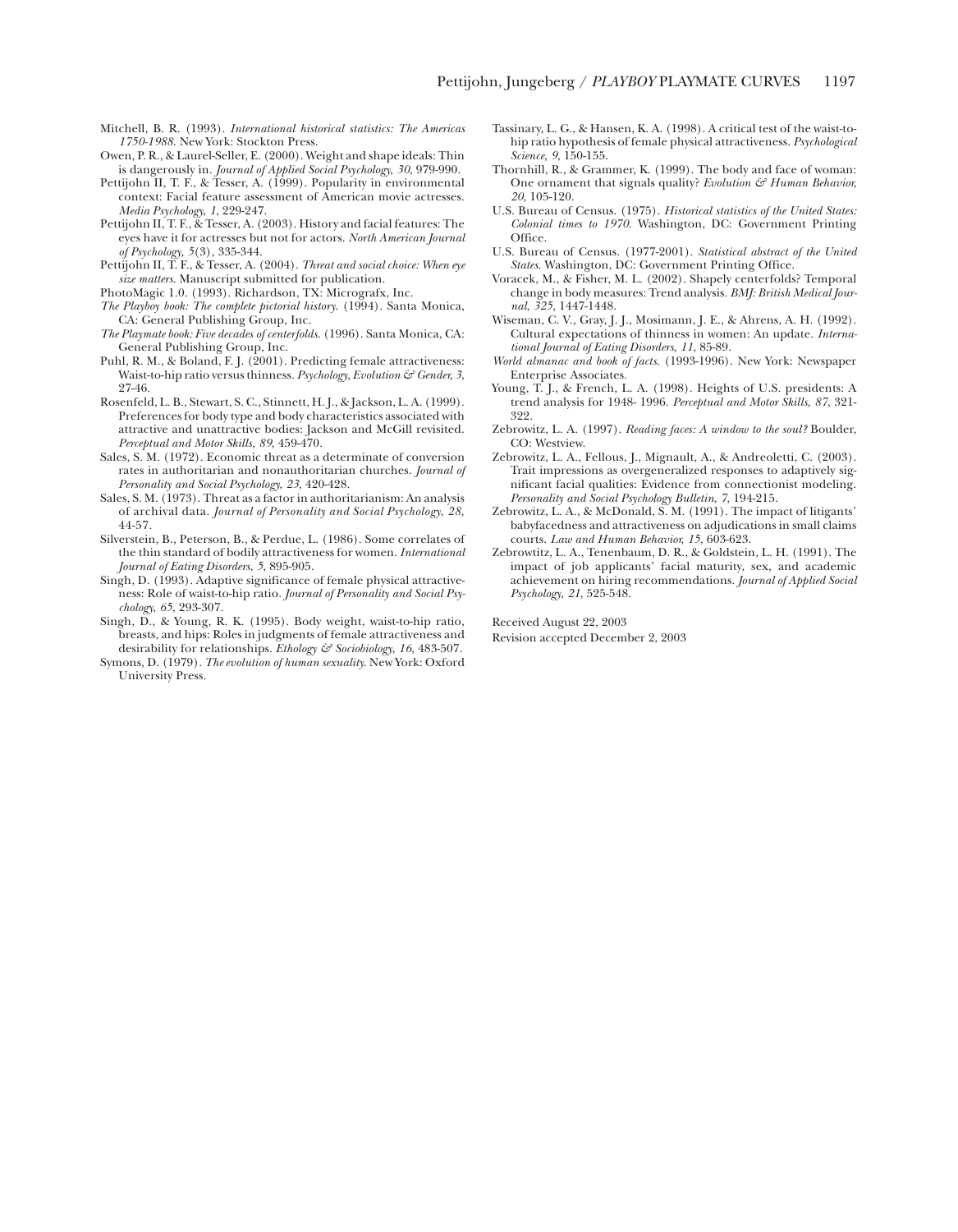Mitchell, B. R. (1993). *International historical statistics: The Americas 1750-1988*. New York: Stockton Press.

Owen, P. R., & Laurel-Seller, E. (2000). Weight and shape ideals: Thin is dangerously in. *Journal of Applied Social Psychology*, *30*, 979-990.

Pettijohn II, T. F., & Tesser, A. (1999). Popularity in environmental context: Facial feature assessment of American movie actresses. *Media Psychology*, *1*, 229-247.

Pettijohn II, T. F., & Tesser, A. (2003). History and facial features: The eyes have it for actresses but not for actors. *North American Journal of Psychology*, *5*(3), 335-344.

Pettijohn II, T. F., & Tesser, A. (2004). *Threat and social choice: When eye size matters*. Manuscript submitted for publication.

PhotoMagic 1.0. (1993). Richardson, TX: Micrografx, Inc.

*The Playboy book: The complete pictorial history*. (1994). Santa Monica, CA: General Publishing Group, Inc.

*The Playmate book: Five decades of centerfolds*. (1996). Santa Monica, CA: General Publishing Group, Inc.

Puhl, R. M., & Boland, F. J. (2001). Predicting female attractiveness: Waist-to-hip ratio versus thinness. *Psychology, Evolution & Gender*, *3*, 27-46.

Rosenfeld, L. B., Stewart, S. C., Stinnett, H. J., & Jackson, L. A. (1999). Preferences for body type and body characteristics associated with attractive and unattractive bodies: Jackson and McGill revisited. *Perceptual and Motor Skills*, *89*, 459-470.

Sales, S. M. (1972). Economic threat as a determinate of conversion rates in authoritarian and nonauthoritarian churches. *Journal of Personality and Social Psychology*, *23*, 420-428.

Sales, S. M. (1973). Threat as a factor in authoritarianism: An analysis of archival data. *Journal of Personality and Social Psychology*, *28*, 44-57.

Silverstein, B., Peterson, B., & Perdue, L. (1986). Some correlates of the thin standard of bodily attractiveness for women. *International Journal of Eating Disorders*, *5*, 895-905.

Singh, D. (1993). Adaptive significance of female physical attractiveness: Role of waist-to-hip ratio. *Journal of Personality and Social Psychology*, *65*, 293-307.

Singh, D., & Young, R. K. (1995). Body weight, waist-to-hip ratio, breasts, and hips: Roles in judgments of female attractiveness and desirability for relationships. *Ethology & Sociobiology*, *16*, 483-507.

Symons, D. (1979). *The evolution of human sexuality*. New York: Oxford University Press.

Tassinary, L. G., & Hansen, K. A. (1998). A critical test of the waist-to-hip ratio hypothesis of female physical attractiveness. *Psychological Science*, *9*, 150-155.

Thornhill, R., & Grammer, K. (1999). The body and face of woman: One ornament that signals quality? *Evolution & Human Behavior*, *20*, 105-120.

U.S. Bureau of Census. (1975). *Historical statistics of the United States: Colonial times to 1970*. Washington, DC: Government Printing Office.

U.S. Bureau of Census. (1977-2001). *Statistical abstract of the United States*. Washington, DC: Government Printing Office.

Voracek, M., & Fisher, M. L. (2002). Shapely centerfolds? Temporal change in body measures: Trend analysis. *BMJ: British Medical Journal*, *325*, 1447-1448.

Wiseman, C. V., Gray, J. J., Mosimann, J. E., & Ahrens, A. H. (1992). Cultural expectations of thinness in women: An update. *International Journal of Eating Disorders*, *11*, 85-89.

*World almanac and book of facts*. (1993-1996). New York: Newspaper Enterprise Associates.

Young, T. J., & French, L. A. (1998). Heights of U.S. presidents: A trend analysis for 1948- 1996. *Perceptual and Motor Skills*, *87*, 321-322.

Zebrowitz, L. A. (1997). *Reading faces: A window to the soul?* Boulder, CO: Westview.

Zebrowitz, L. A., Fellous, J., Mignault, A., & Andreoletti, C. (2003). Trait impressions as overgeneralized responses to adaptively significant facial qualities: Evidence from connectionist modeling. *Personality and Social Psychology Bulletin*, *7*, 194-215.

Zebrowitz, L. A., & McDonald, S. M. (1991). The impact of litigants' babyfacedness and attractiveness on adjudications in small claims courts. *Law and Human Behavior*, *15*, 603-623.

Zebrowtitz, L. A., Tenenbaum, D. R., & Goldstein, L. H. (1991). The impact of job applicants' facial maturity, sex, and academic achievement on hiring recommendations. *Journal of Applied Social Psychology*, *21*, 525-548.

Received August 22, 2003

Revision accepted December 2, 2003